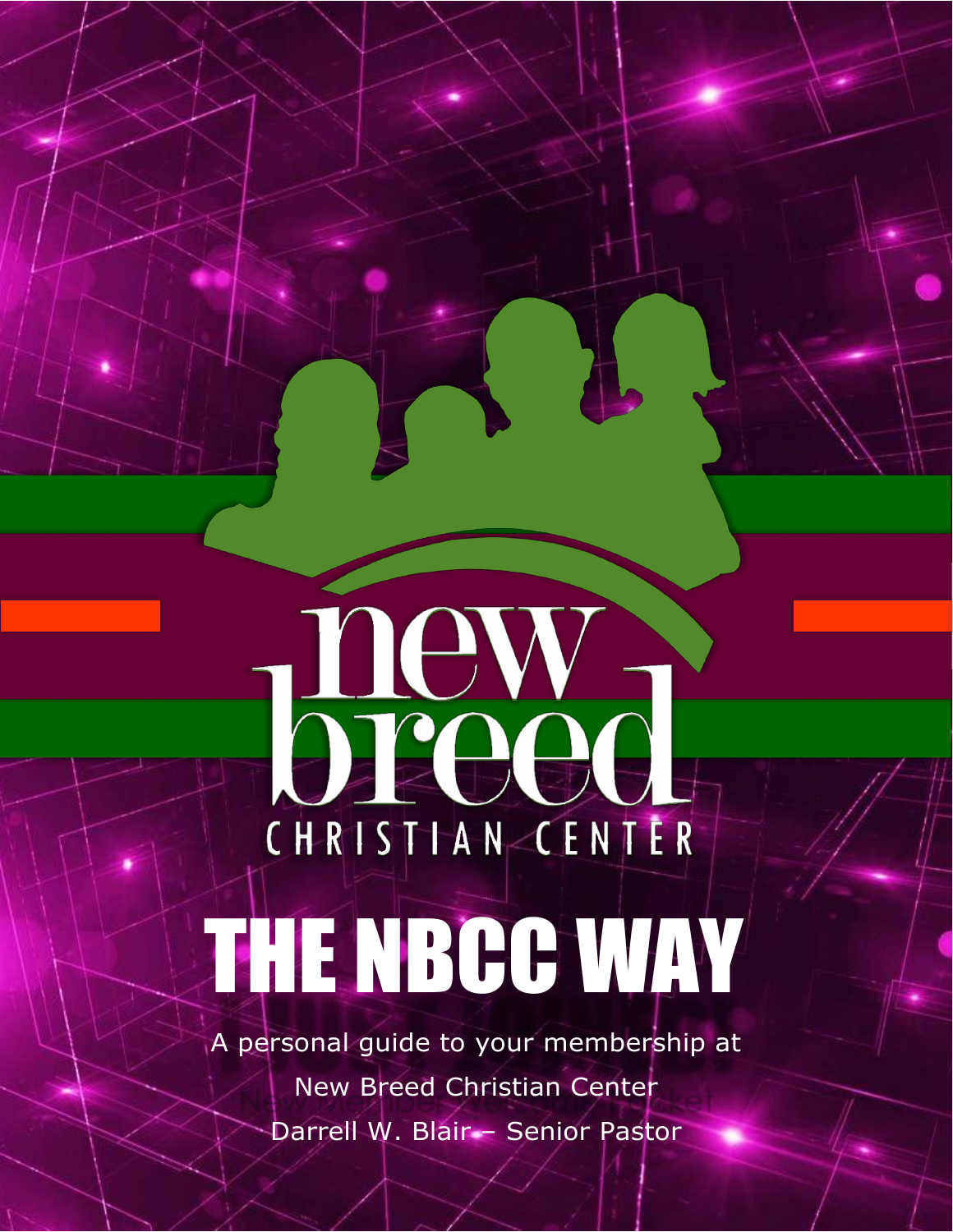new breed

CHRISTIAN CENTER

# THE NBCC WAY

A personal guide to your membership at

New Breed Christian Center

Darrell W. Blair – Senior Pastor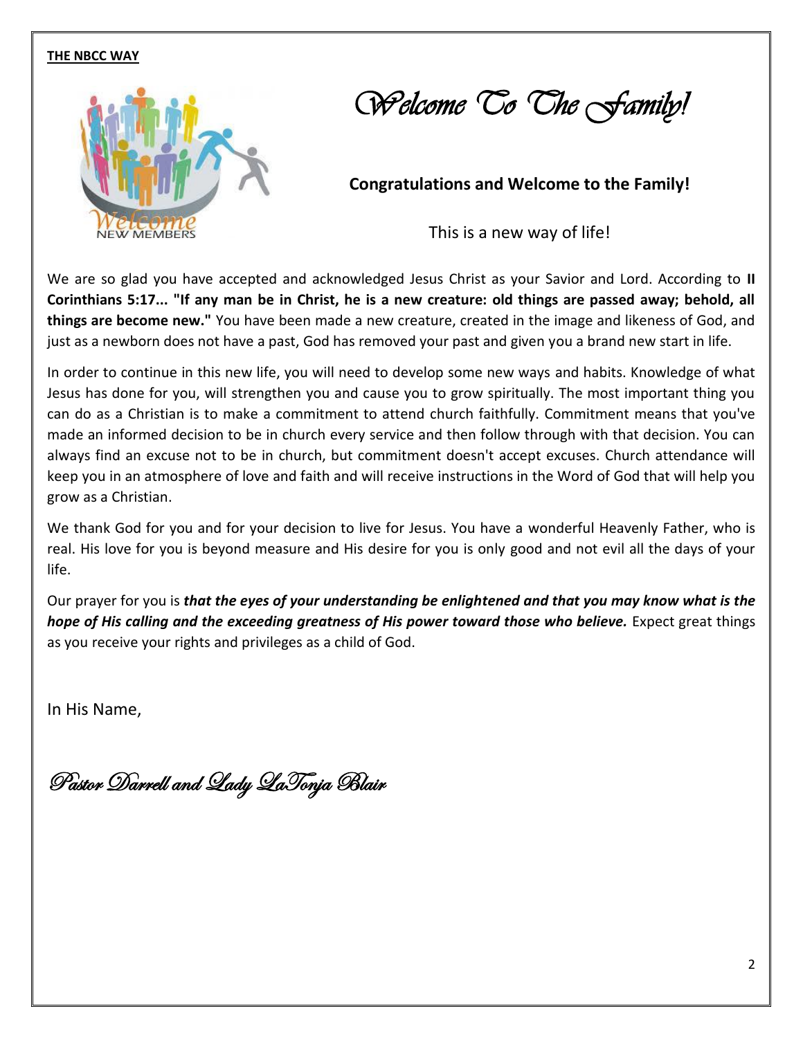**THE NBCC WAY**

# *Welcome To The Family!*

**Congratulations and Welcome to the Family!**

This is a new way of life!

We are so glad you have accepted and acknowledged Jesus Christ as your Savior and Lord. According to **II Corinthians 5:17... "If any man be in Christ, he is a new creature: old things are passed away; behold, all things are become new."** You have been made a new creature, created in the image and likeness of God, and just as a newborn does not have a past, God has removed your past and given you a brand new start in life.

In order to continue in this new life, you will need to develop some new ways and habits. Knowledge of what Jesus has done for you, will strengthen you and cause you to grow spiritually. The most important thing you can do as a Christian is to make a commitment to attend church faithfully. Commitment means that you've made an informed decision to be in church every service and then follow through with that decision. You can always find an excuse not to be in church, but commitment doesn't accept excuses. Church attendance will keep you in an atmosphere of love and faith and will receive instructions in the Word of God that will help you grow as a Christian.

We thank God for you and for your decision to live for Jesus. You have a wonderful Heavenly Father, who is real. His love for you is beyond measure and His desire for you is only good and not evil all the days of your life.

Our prayer for you is ***that the eyes of your understanding be enlightened and that you may know what is the hope of His calling and the exceeding greatness of His power toward those who believe.*** Expect great things as you receive your rights and privileges as a child of God.

In His Name,

*Pastor Darrell and Lady LaTonja Blair*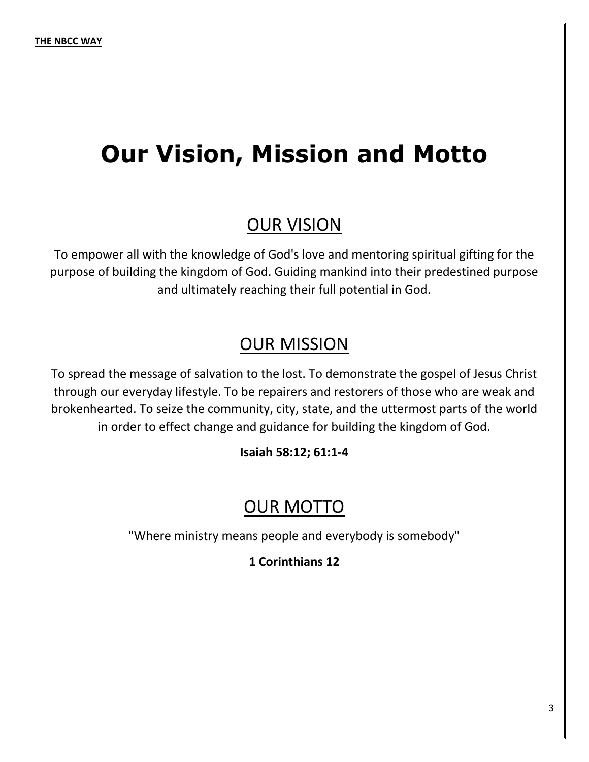# Our Vision, Mission and Motto

## OUR VISION

To empower all with the knowledge of God's love and mentoring spiritual gifting for the purpose of building the kingdom of God. Guiding mankind into their predestined purpose and ultimately reaching their full potential in God.

## OUR MISSION

To spread the message of salvation to the lost. To demonstrate the gospel of Jesus Christ through our everyday lifestyle. To be repairers and restorers of those who are weak and brokenhearted. To seize the community, city, state, and the uttermost parts of the world in order to effect change and guidance for building the kingdom of God.

**Isaiah 58:12; 61:1-4**

## OUR MOTTO

"Where ministry means people and everybody is somebody"

**1 Corinthians 12**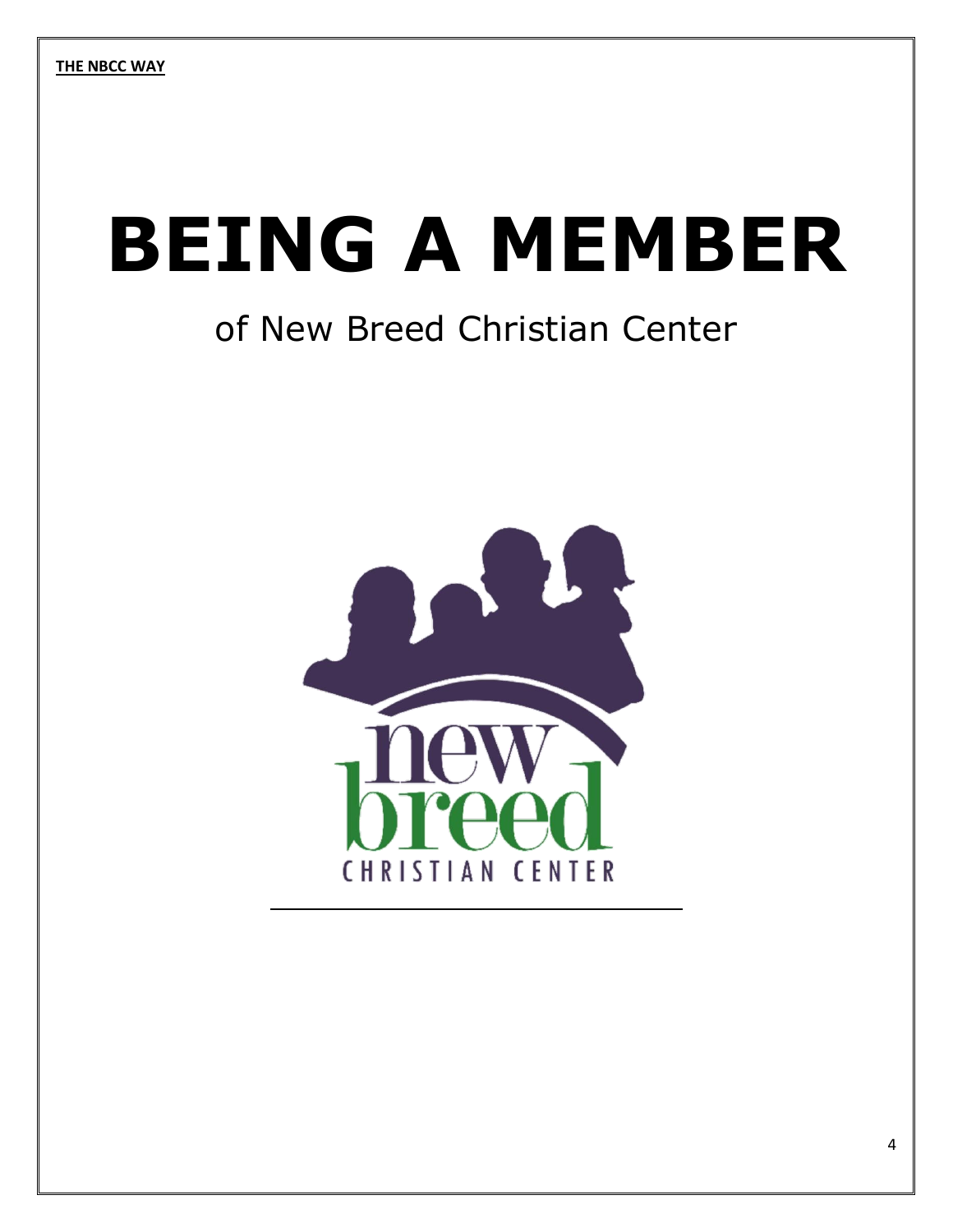# BEING A MEMBER

of New Breed Christian Center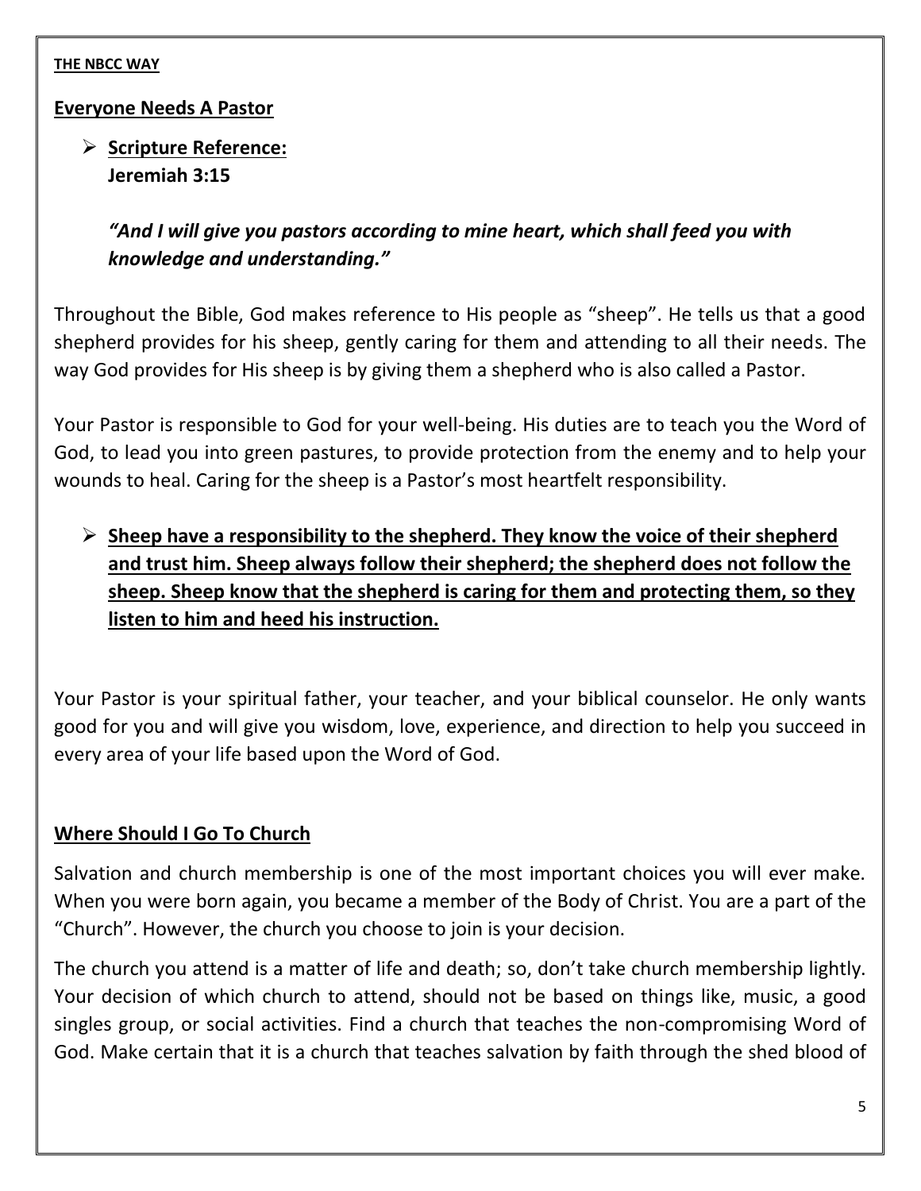**THE NBCC WAY**

## Everyone Needs A Pastor

- **Scripture Reference:**
  **Jeremiah 3:15**

  ***"And I will give you pastors according to mine heart, which shall feed you with knowledge and understanding."***

Throughout the Bible, God makes reference to His people as "sheep". He tells us that a good shepherd provides for his sheep, gently caring for them and attending to all their needs. The way God provides for His sheep is by giving them a shepherd who is also called a Pastor.

Your Pastor is responsible to God for your well-being. His duties are to teach you the Word of God, to lead you into green pastures, to provide protection from the enemy and to help your wounds to heal. Caring for the sheep is a Pastor's most heartfelt responsibility.

- **Sheep have a responsibility to the shepherd. They know the voice of their shepherd and trust him. Sheep always follow their shepherd; the shepherd does not follow the sheep. Sheep know that the shepherd is caring for them and protecting them, so they listen to him and heed his instruction.**

Your Pastor is your spiritual father, your teacher, and your biblical counselor. He only wants good for you and will give you wisdom, love, experience, and direction to help you succeed in every area of your life based upon the Word of God.

## Where Should I Go To Church

Salvation and church membership is one of the most important choices you will ever make. When you were born again, you became a member of the Body of Christ. You are a part of the "Church". However, the church you choose to join is your decision.

The church you attend is a matter of life and death; so, don't take church membership lightly. Your decision of which church to attend, should not be based on things like, music, a good singles group, or social activities. Find a church that teaches the non-compromising Word of God. Make certain that it is a church that teaches salvation by faith through the shed blood of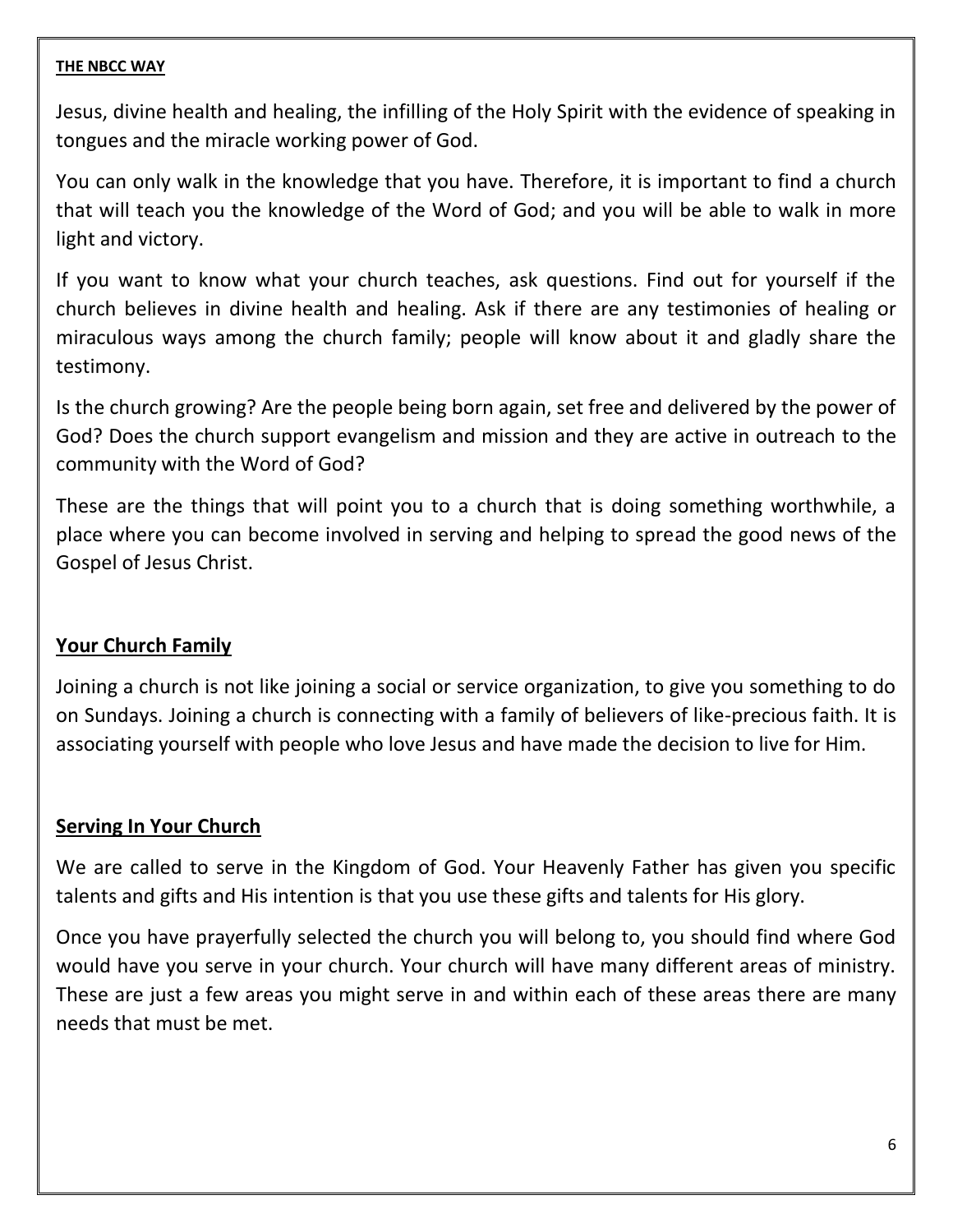Jesus, divine health and healing, the infilling of the Holy Spirit with the evidence of speaking in tongues and the miracle working power of God.

You can only walk in the knowledge that you have. Therefore, it is important to find a church that will teach you the knowledge of the Word of God; and you will be able to walk in more light and victory.

If you want to know what your church teaches, ask questions. Find out for yourself if the church believes in divine health and healing. Ask if there are any testimonies of healing or miraculous ways among the church family; people will know about it and gladly share the testimony.

Is the church growing? Are the people being born again, set free and delivered by the power of God? Does the church support evangelism and mission and they are active in outreach to the community with the Word of God?

These are the things that will point you to a church that is doing something worthwhile, a place where you can become involved in serving and helping to spread the good news of the Gospel of Jesus Christ.

## Your Church Family

Joining a church is not like joining a social or service organization, to give you something to do on Sundays. Joining a church is connecting with a family of believers of like-precious faith. It is associating yourself with people who love Jesus and have made the decision to live for Him.

## Serving In Your Church

We are called to serve in the Kingdom of God. Your Heavenly Father has given you specific talents and gifts and His intention is that you use these gifts and talents for His glory.

Once you have prayerfully selected the church you will belong to, you should find where God would have you serve in your church. Your church will have many different areas of ministry. These are just a few areas you might serve in and within each of these areas there are many needs that must be met.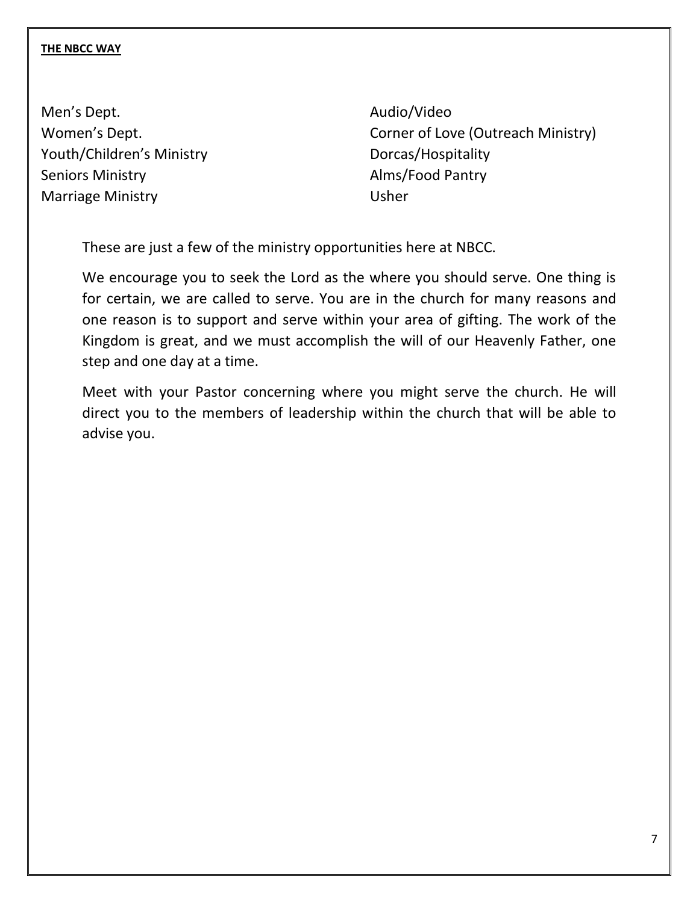Men's Dept.
Women's Dept.
Youth/Children's Ministry
Seniors Ministry
Marriage Ministry

Audio/Video
Corner of Love (Outreach Ministry)
Dorcas/Hospitality
Alms/Food Pantry
Usher

These are just a few of the ministry opportunities here at NBCC.

We encourage you to seek the Lord as the where you should serve. One thing is for certain, we are called to serve. You are in the church for many reasons and one reason is to support and serve within your area of gifting. The work of the Kingdom is great, and we must accomplish the will of our Heavenly Father, one step and one day at a time.

Meet with your Pastor concerning where you might serve the church. He will direct you to the members of leadership within the church that will be able to advise you.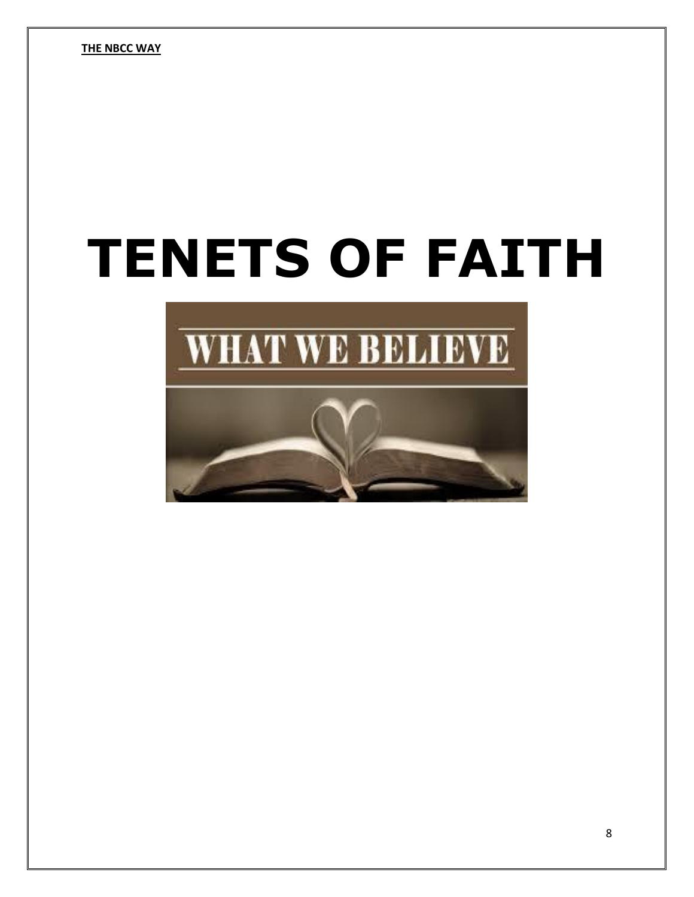# TENETS OF FAITH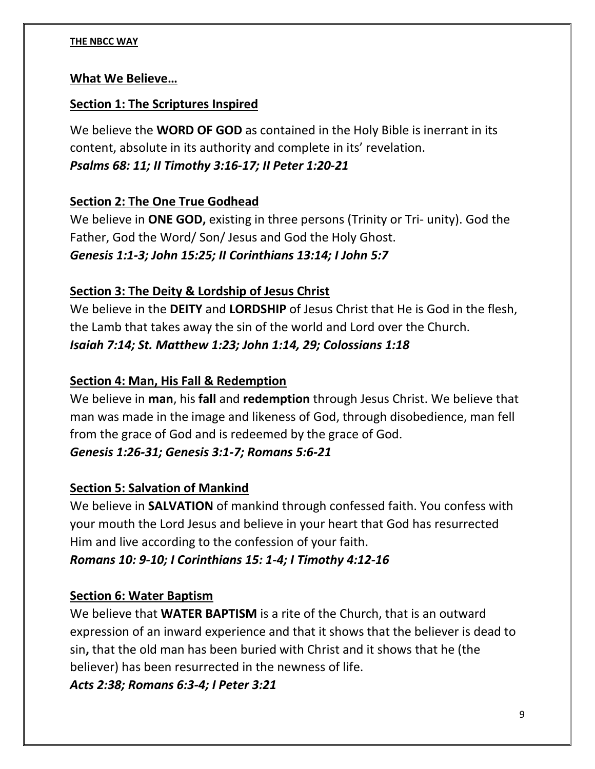**THE NBCC WAY**

## What We Believe…

### Section 1: The Scriptures Inspired

We believe the **WORD OF GOD** as contained in the Holy Bible is inerrant in its content, absolute in its authority and complete in its' revelation.
***Psalms 68: 11; II Timothy 3:16-17; II Peter 1:20-21***

### Section 2: The One True Godhead

We believe in **ONE GOD,** existing in three persons (Trinity or Tri- unity). God the Father, God the Word/ Son/ Jesus and God the Holy Ghost.
***Genesis 1:1-3; John 15:25; II Corinthians 13:14; I John 5:7***

### Section 3: The Deity & Lordship of Jesus Christ

We believe in the **DEITY** and **LORDSHIP** of Jesus Christ that He is God in the flesh, the Lamb that takes away the sin of the world and Lord over the Church.
***Isaiah 7:14; St. Matthew 1:23; John 1:14, 29; Colossians 1:18***

### Section 4: Man, His Fall & Redemption

We believe in **man**, his **fall** and **redemption** through Jesus Christ. We believe that man was made in the image and likeness of God, through disobedience, man fell from the grace of God and is redeemed by the grace of God.
***Genesis 1:26-31; Genesis 3:1-7; Romans 5:6-21***

### Section 5: Salvation of Mankind

We believe in **SALVATION** of mankind through confessed faith. You confess with your mouth the Lord Jesus and believe in your heart that God has resurrected Him and live according to the confession of your faith.
***Romans 10: 9-10; I Corinthians 15: 1-4; I Timothy 4:12-16***

### Section 6: Water Baptism

We believe that **WATER BAPTISM** is a rite of the Church, that is an outward expression of an inward experience and that it shows that the believer is dead to sin**,** that the old man has been buried with Christ and it shows that he (the believer) has been resurrected in the newness of life.
***Acts 2:38; Romans 6:3-4; I Peter 3:21***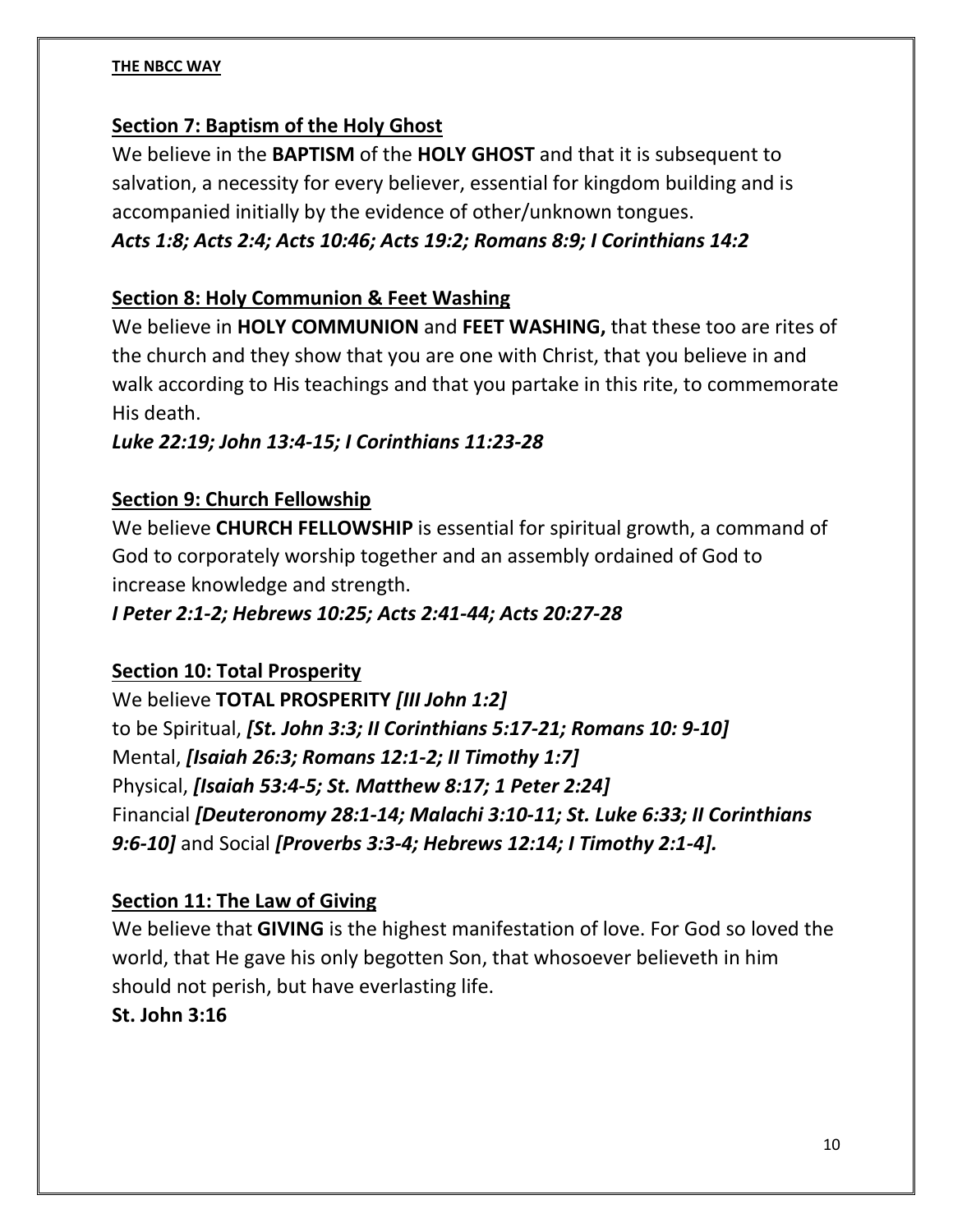## Section 7: Baptism of the Holy Ghost

We believe in the **BAPTISM** of the **HOLY GHOST** and that it is subsequent to salvation, a necessity for every believer, essential for kingdom building and is accompanied initially by the evidence of other/unknown tongues.
***Acts 1:8; Acts 2:4; Acts 10:46; Acts 19:2; Romans 8:9; I Corinthians 14:2***

## Section 8: Holy Communion & Feet Washing

We believe in **HOLY COMMUNION** and **FEET WASHING,** that these too are rites of the church and they show that you are one with Christ, that you believe in and walk according to His teachings and that you partake in this rite, to commemorate His death.
***Luke 22:19; John 13:4-15; I Corinthians 11:23-28***

## Section 9: Church Fellowship

We believe **CHURCH FELLOWSHIP** is essential for spiritual growth, a command of God to corporately worship together and an assembly ordained of God to increase knowledge and strength.
***I Peter 2:1-2; Hebrews 10:25; Acts 2:41-44; Acts 20:27-28***

## Section 10: Total Prosperity

We believe **TOTAL PROSPERITY** ***[III John 1:2]***
to be Spiritual, ***[St. John 3:3; II Corinthians 5:17-21; Romans 10: 9-10]***
Mental, ***[Isaiah 26:3; Romans 12:1-2; II Timothy 1:7]***
Physical, ***[Isaiah 53:4-5; St. Matthew 8:17; 1 Peter 2:24]***
Financial ***[Deuteronomy 28:1-14; Malachi 3:10-11; St. Luke 6:33; II Corinthians 9:6-10]*** and Social ***[Proverbs 3:3-4; Hebrews 12:14; I Timothy 2:1-4].***

## Section 11: The Law of Giving

We believe that **GIVING** is the highest manifestation of love. For God so loved the world, that He gave his only begotten Son, that whosoever believeth in him should not perish, but have everlasting life.
**St. John 3:16**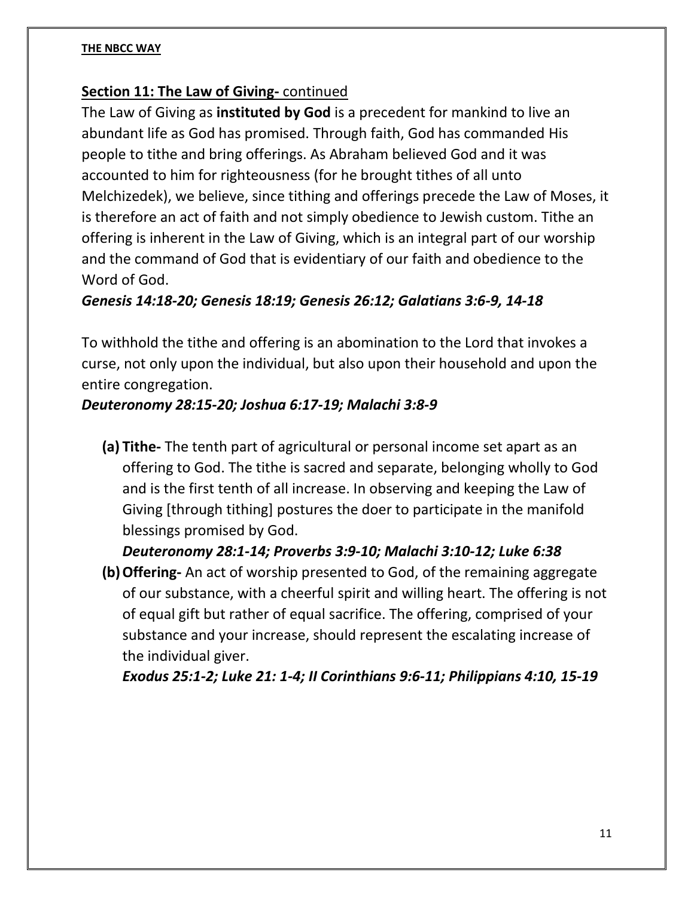## **Section 11: The Law of Giving-** continued

The Law of Giving as **instituted by God** is a precedent for mankind to live an abundant life as God has promised. Through faith, God has commanded His people to tithe and bring offerings. As Abraham believed God and it was accounted to him for righteousness (for he brought tithes of all unto Melchizedek), we believe, since tithing and offerings precede the Law of Moses, it is therefore an act of faith and not simply obedience to Jewish custom. Tithe an offering is inherent in the Law of Giving, which is an integral part of our worship and the command of God that is evidentiary of our faith and obedience to the Word of God.

***Genesis 14:18-20; Genesis 18:19; Genesis 26:12; Galatians 3:6-9, 14-18***

To withhold the tithe and offering is an abomination to the Lord that invokes a curse, not only upon the individual, but also upon their household and upon the entire congregation.

***Deuteronomy 28:15-20; Joshua 6:17-19; Malachi 3:8-9***

**(a) Tithe-** The tenth part of agricultural or personal income set apart as an offering to God. The tithe is sacred and separate, belonging wholly to God and is the first tenth of all increase. In observing and keeping the Law of Giving [through tithing] postures the doer to participate in the manifold blessings promised by God.

***Deuteronomy 28:1-14; Proverbs 3:9-10; Malachi 3:10-12; Luke 6:38***

**(b) Offering-** An act of worship presented to God, of the remaining aggregate of our substance, with a cheerful spirit and willing heart. The offering is not of equal gift but rather of equal sacrifice. The offering, comprised of your substance and your increase, should represent the escalating increase of the individual giver.

***Exodus 25:1-2; Luke 21: 1-4; II Corinthians 9:6-11; Philippians 4:10, 15-19***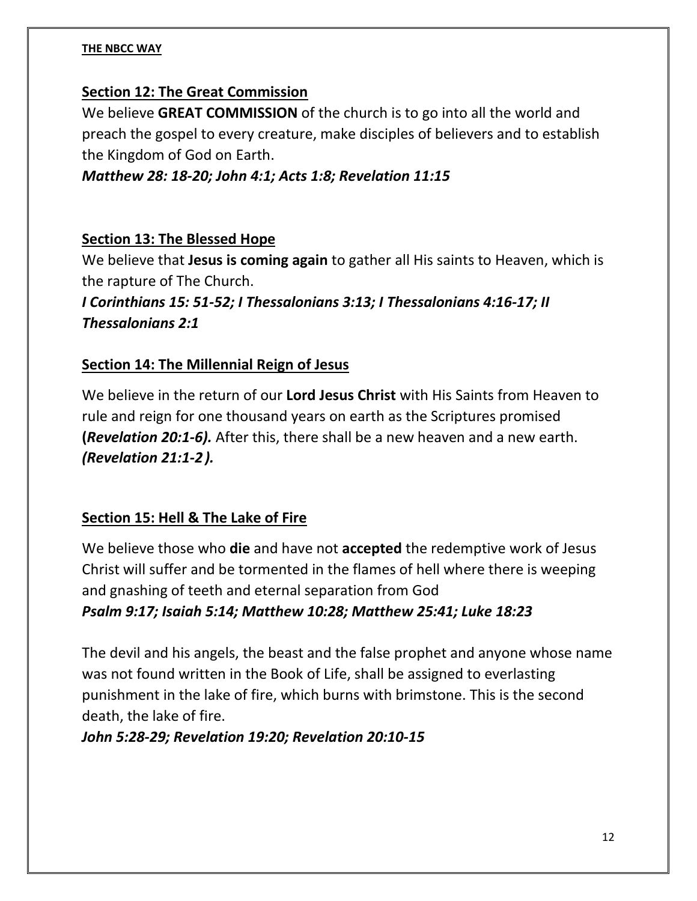## Section 12: The Great Commission

We believe **GREAT COMMISSION** of the church is to go into all the world and preach the gospel to every creature, make disciples of believers and to establish the Kingdom of God on Earth.

***Matthew 28: 18-20; John 4:1; Acts 1:8; Revelation 11:15***

## Section 13: The Blessed Hope

We believe that **Jesus is coming again** to gather all His saints to Heaven, which is the rapture of The Church.

***I Corinthians 15: 51-52; I Thessalonians 3:13; I Thessalonians 4:16-17; II Thessalonians 2:1***

## Section 14: The Millennial Reign of Jesus

We believe in the return of our **Lord Jesus Christ** with His Saints from Heaven to rule and reign for one thousand years on earth as the Scriptures promised **(*Revelation 20:1-6).*** After this, there shall be a new heaven and a new earth. ***(Revelation 21:1-2 ).***

## Section 15: Hell & The Lake of Fire

We believe those who **die** and have not **accepted** the redemptive work of Jesus Christ will suffer and be tormented in the flames of hell where there is weeping and gnashing of teeth and eternal separation from God

***Psalm 9:17; Isaiah 5:14; Matthew 10:28; Matthew 25:41; Luke 18:23***

The devil and his angels, the beast and the false prophet and anyone whose name was not found written in the Book of Life, shall be assigned to everlasting punishment in the lake of fire, which burns with brimstone. This is the second death, the lake of fire.

***John 5:28-29; Revelation 19:20; Revelation 20:10-15***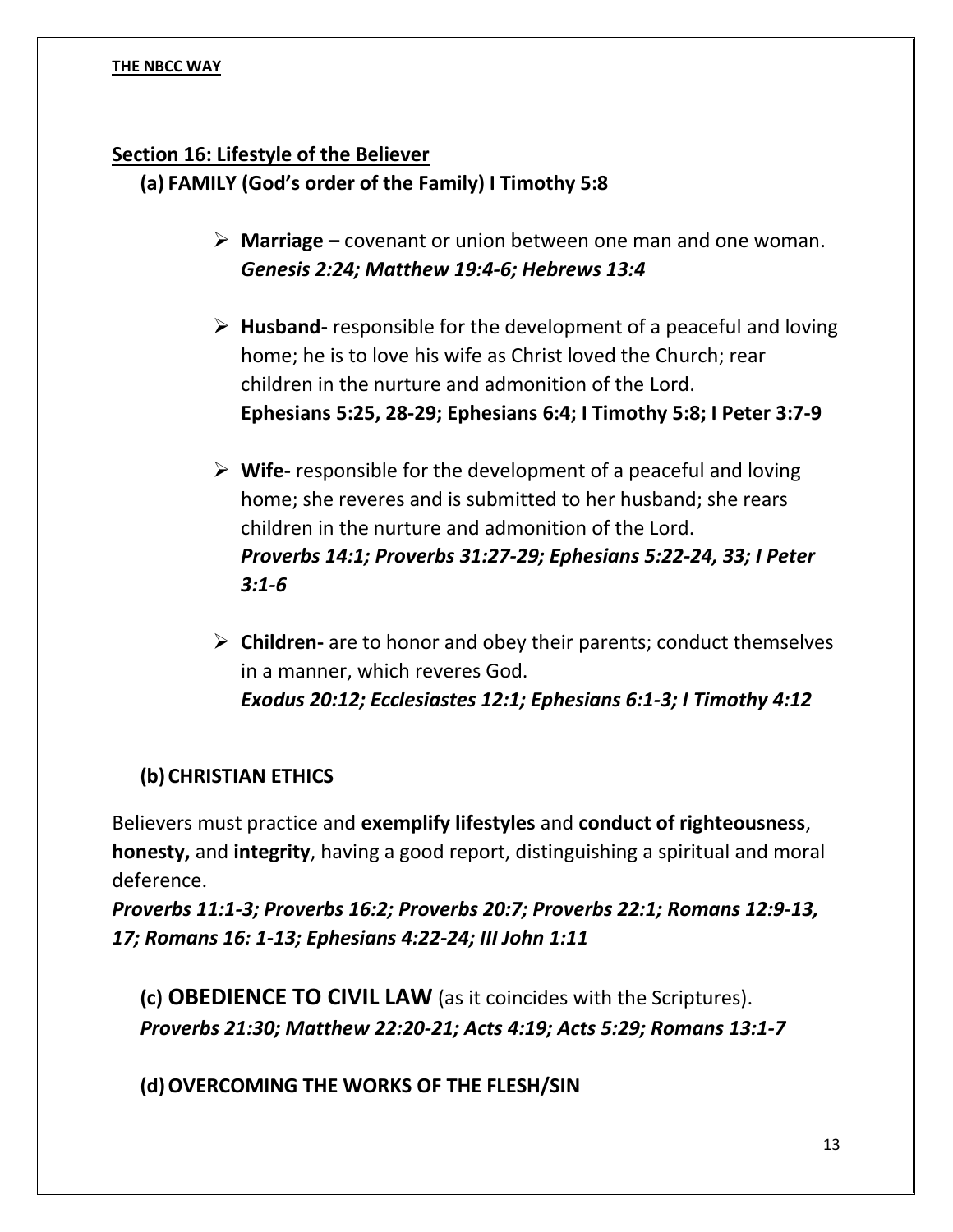## Section 16: Lifestyle of the Believer

### (a) FAMILY (God's order of the Family) I Timothy 5:8

- **Marriage –** covenant or union between one man and one woman. ***Genesis 2:24; Matthew 19:4-6; Hebrews 13:4***

- **Husband-** responsible for the development of a peaceful and loving home; he is to love his wife as Christ loved the Church; rear children in the nurture and admonition of the Lord. **Ephesians 5:25, 28-29; Ephesians 6:4; I Timothy 5:8; I Peter 3:7-9**

- **Wife-** responsible for the development of a peaceful and loving home; she reveres and is submitted to her husband; she rears children in the nurture and admonition of the Lord. ***Proverbs 14:1; Proverbs 31:27-29; Ephesians 5:22-24, 33; I Peter 3:1-6***

- **Children-** are to honor and obey their parents; conduct themselves in a manner, which reveres God. ***Exodus 20:12; Ecclesiastes 12:1; Ephesians 6:1-3; I Timothy 4:12***

### (b) CHRISTIAN ETHICS

Believers must practice and **exemplify lifestyles** and **conduct of righteousness**, **honesty,** and **integrity**, having a good report, distinguishing a spiritual and moral deference.

***Proverbs 11:1-3; Proverbs 16:2; Proverbs 20:7; Proverbs 22:1; Romans 12:9-13, 17; Romans 16: 1-13; Ephesians 4:22-24; III John 1:11***

### (c) OBEDIENCE TO CIVIL LAW (as it coincides with the Scriptures).

***Proverbs 21:30; Matthew 22:20-21; Acts 4:19; Acts 5:29; Romans 13:1-7***

### (d) OVERCOMING THE WORKS OF THE FLESH/SIN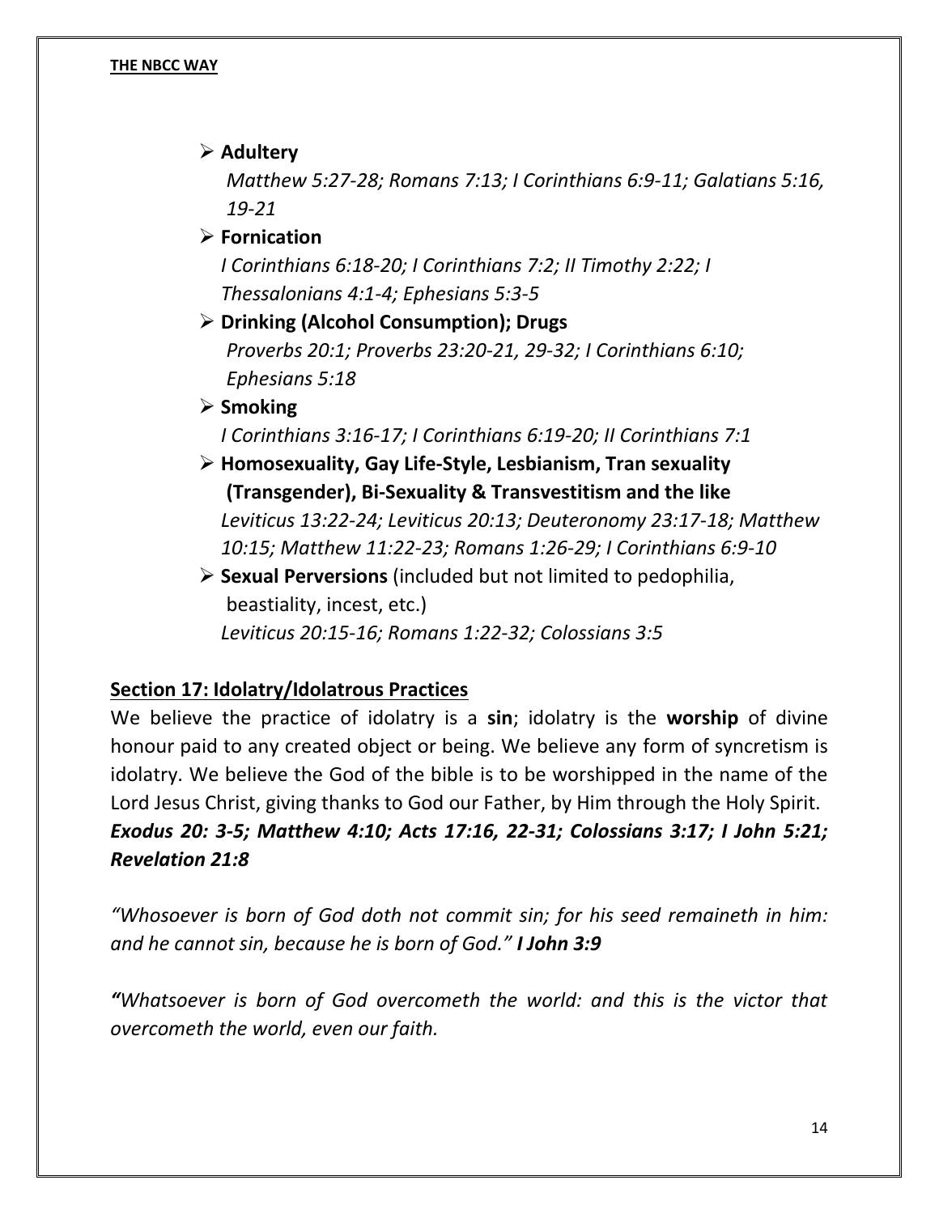- **Adultery**
  *Matthew 5:27-28; Romans 7:13; I Corinthians 6:9-11; Galatians 5:16, 19-21*
- **Fornication**
  *I Corinthians 6:18-20; I Corinthians 7:2; II Timothy 2:22; I Thessalonians 4:1-4; Ephesians 5:3-5*
- **Drinking (Alcohol Consumption); Drugs**
  *Proverbs 20:1; Proverbs 23:20-21, 29-32; I Corinthians 6:10; Ephesians 5:18*
- **Smoking**
  *I Corinthians 3:16-17; I Corinthians 6:19-20; II Corinthians 7:1*
- **Homosexuality, Gay Life-Style, Lesbianism, Tran sexuality (Transgender), Bi-Sexuality & Transvestitism and the like**
  *Leviticus 13:22-24; Leviticus 20:13; Deuteronomy 23:17-18; Matthew 10:15; Matthew 11:22-23; Romans 1:26-29; I Corinthians 6:9-10*
- **Sexual Perversions** (included but not limited to pedophilia, beastiality, incest, etc.)
  *Leviticus 20:15-16; Romans 1:22-32; Colossians 3:5*

## Section 17: Idolatry/Idolatrous Practices

We believe the practice of idolatry is a **sin**; idolatry is the **worship** of divine honour paid to any created object or being. We believe any form of syncretism is idolatry. We believe the God of the bible is to be worshipped in the name of the Lord Jesus Christ, giving thanks to God our Father, by Him through the Holy Spirit. ***Exodus 20: 3-5; Matthew 4:10; Acts 17:16, 22-31; Colossians 3:17; I John 5:21; Revelation 21:8***

*"Whosoever is born of God doth not commit sin; for his seed remaineth in him: and he cannot sin, because he is born of God."* ***I John 3:9***

***"****Whatsoever is born of God overcometh the world: and this is the victor that overcometh the world, even our faith.*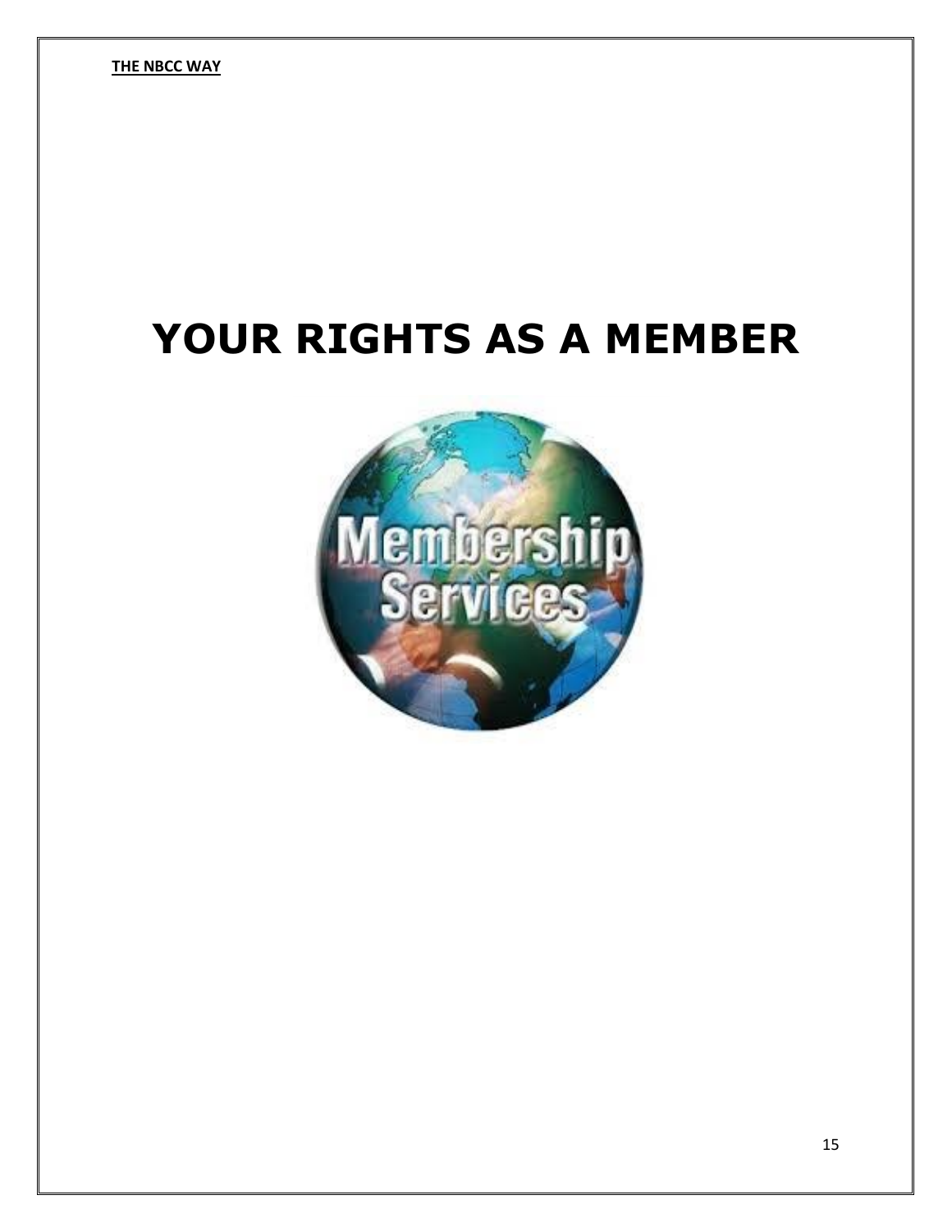# YOUR RIGHTS AS A MEMBER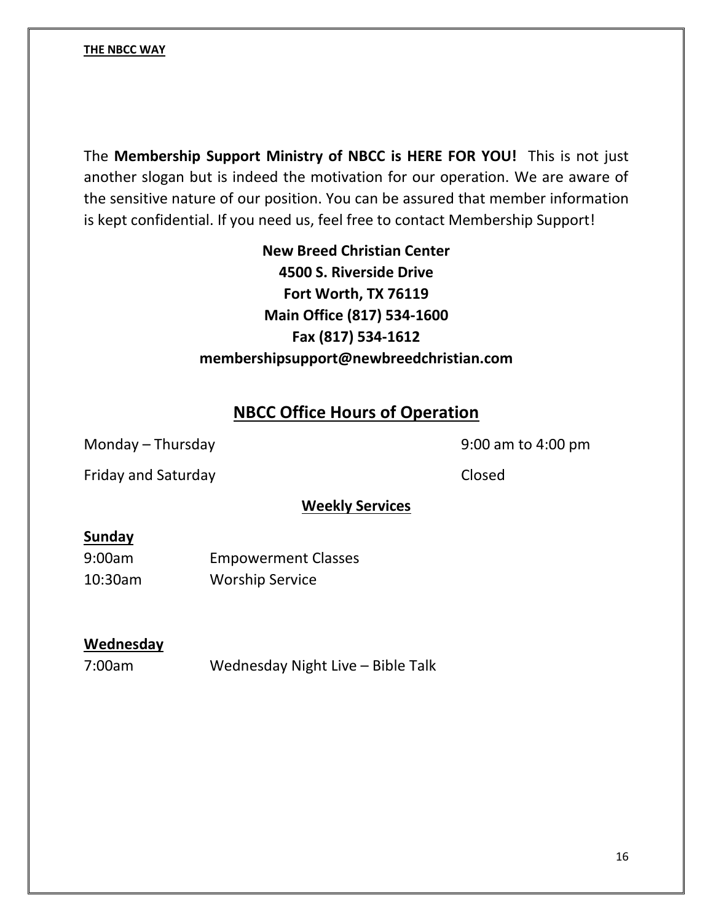The **Membership Support Ministry of NBCC is HERE FOR YOU!** This is not just another slogan but is indeed the motivation for our operation. We are aware of the sensitive nature of our position. You can be assured that member information is kept confidential. If you need us, feel free to contact Membership Support!

**New Breed Christian Center**
**4500 S. Riverside Drive**
**Fort Worth, TX 76119**
**Main Office (817) 534-1600**
**Fax (817) 534-1612**
**membershipsupport@newbreedchristian.com**

## NBCC Office Hours of Operation

| | |
|---|---|
| Monday – Thursday | 9:00 am to 4:00 pm |
| Friday and Saturday | Closed |

### Weekly Services

**Sunday**

| | |
|---|---|
| 9:00am | Empowerment Classes |
| 10:30am | Worship Service |

**Wednesday**

| | |
|---|---|
| 7:00am | Wednesday Night Live – Bible Talk |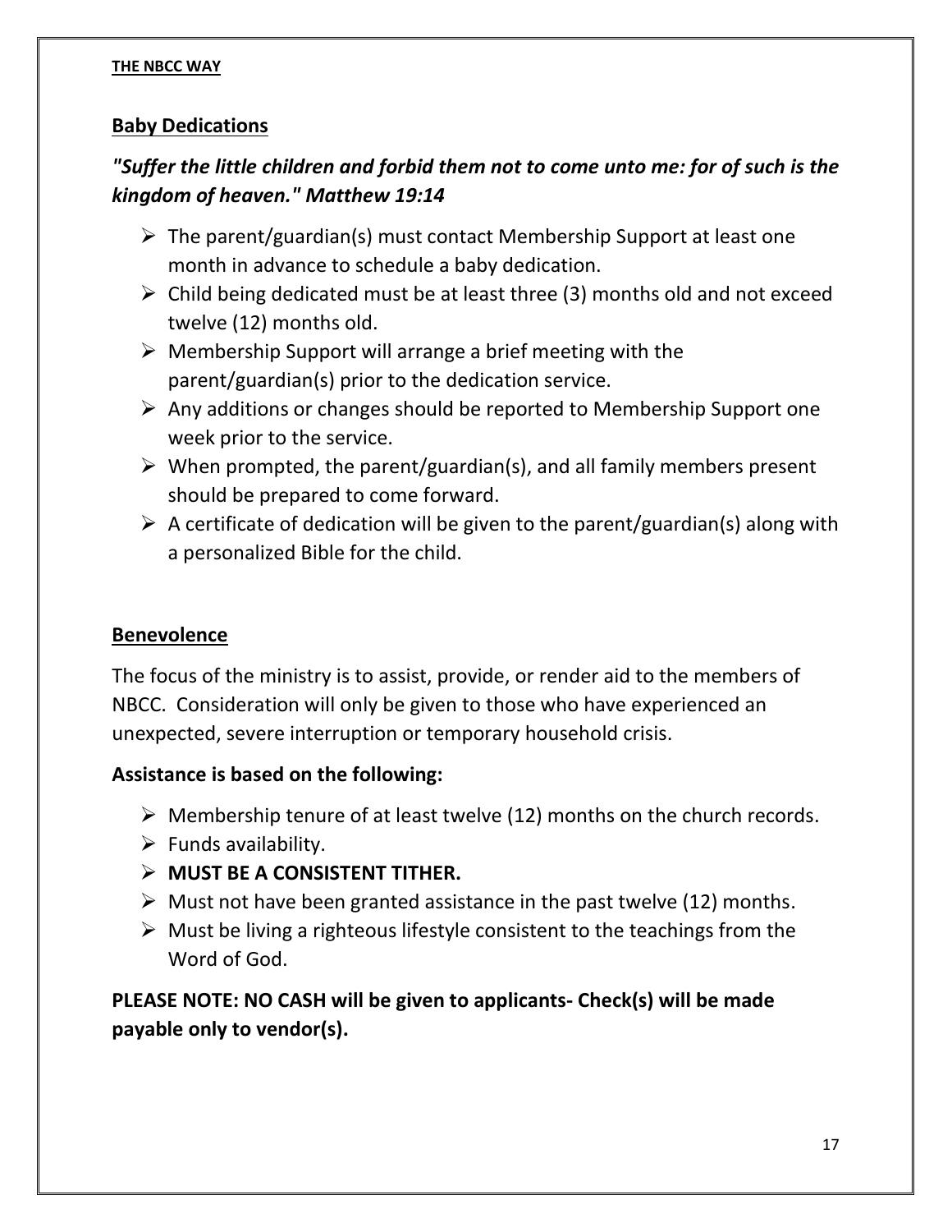## Baby Dedications

***"Suffer the little children and forbid them not to come unto me: for of such is the kingdom of heaven." Matthew 19:14***

- The parent/guardian(s) must contact Membership Support at least one month in advance to schedule a baby dedication.
- Child being dedicated must be at least three (3) months old and not exceed twelve (12) months old.
- Membership Support will arrange a brief meeting with the parent/guardian(s) prior to the dedication service.
- Any additions or changes should be reported to Membership Support one week prior to the service.
- When prompted, the parent/guardian(s), and all family members present should be prepared to come forward.
- A certificate of dedication will be given to the parent/guardian(s) along with a personalized Bible for the child.

## Benevolence

The focus of the ministry is to assist, provide, or render aid to the members of NBCC. Consideration will only be given to those who have experienced an unexpected, severe interruption or temporary household crisis.

**Assistance is based on the following:**

- Membership tenure of at least twelve (12) months on the church records.
- Funds availability.
- **MUST BE A CONSISTENT TITHER.**
- Must not have been granted assistance in the past twelve (12) months.
- Must be living a righteous lifestyle consistent to the teachings from the Word of God.

**PLEASE NOTE: NO CASH will be given to applicants- Check(s) will be made payable only to vendor(s).**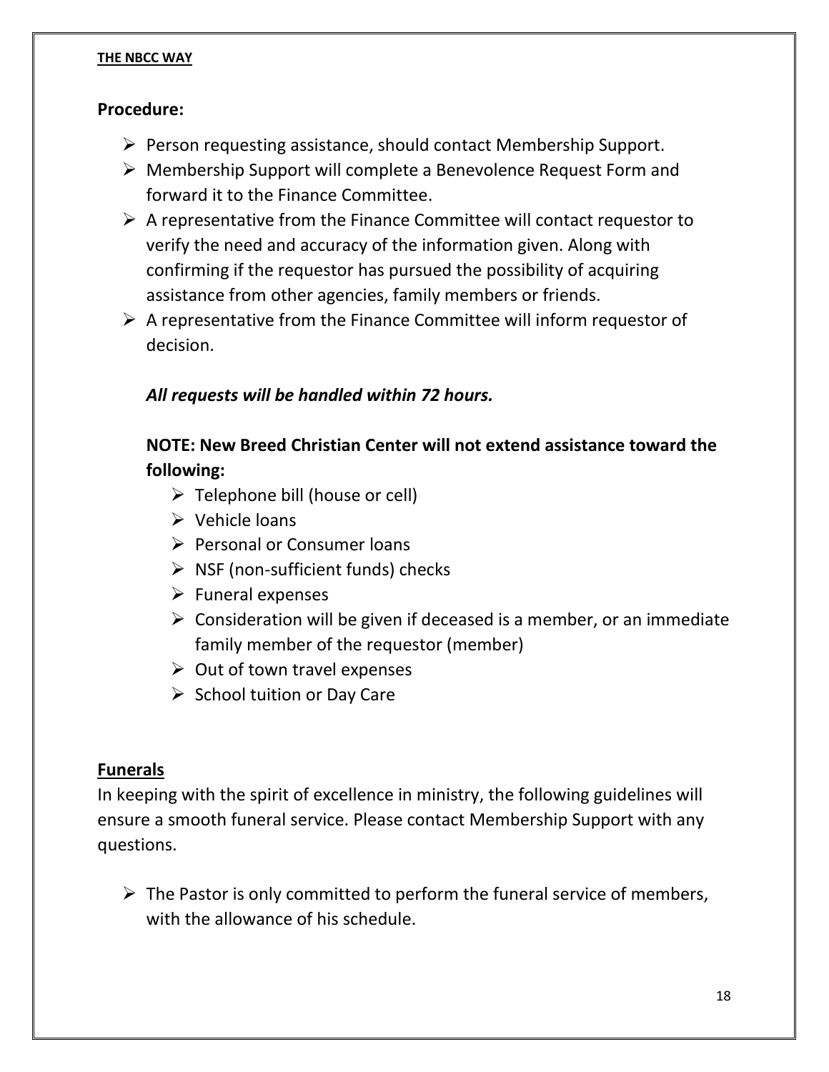**Procedure:**

- Person requesting assistance, should contact Membership Support.
- Membership Support will complete a Benevolence Request Form and forward it to the Finance Committee.
- A representative from the Finance Committee will contact requestor to verify the need and accuracy of the information given. Along with confirming if the requestor has pursued the possibility of acquiring assistance from other agencies, family members or friends.
- A representative from the Finance Committee will inform requestor of decision.

***All requests will be handled within 72 hours.***

**NOTE: New Breed Christian Center will not extend assistance toward the following:**

- Telephone bill (house or cell)
- Vehicle loans
- Personal or Consumer loans
- NSF (non-sufficient funds) checks
- Funeral expenses
- Consideration will be given if deceased is a member, or an immediate family member of the requestor (member)
- Out of town travel expenses
- School tuition or Day Care

## Funerals

In keeping with the spirit of excellence in ministry, the following guidelines will ensure a smooth funeral service. Please contact Membership Support with any questions.

- The Pastor is only committed to perform the funeral service of members, with the allowance of his schedule.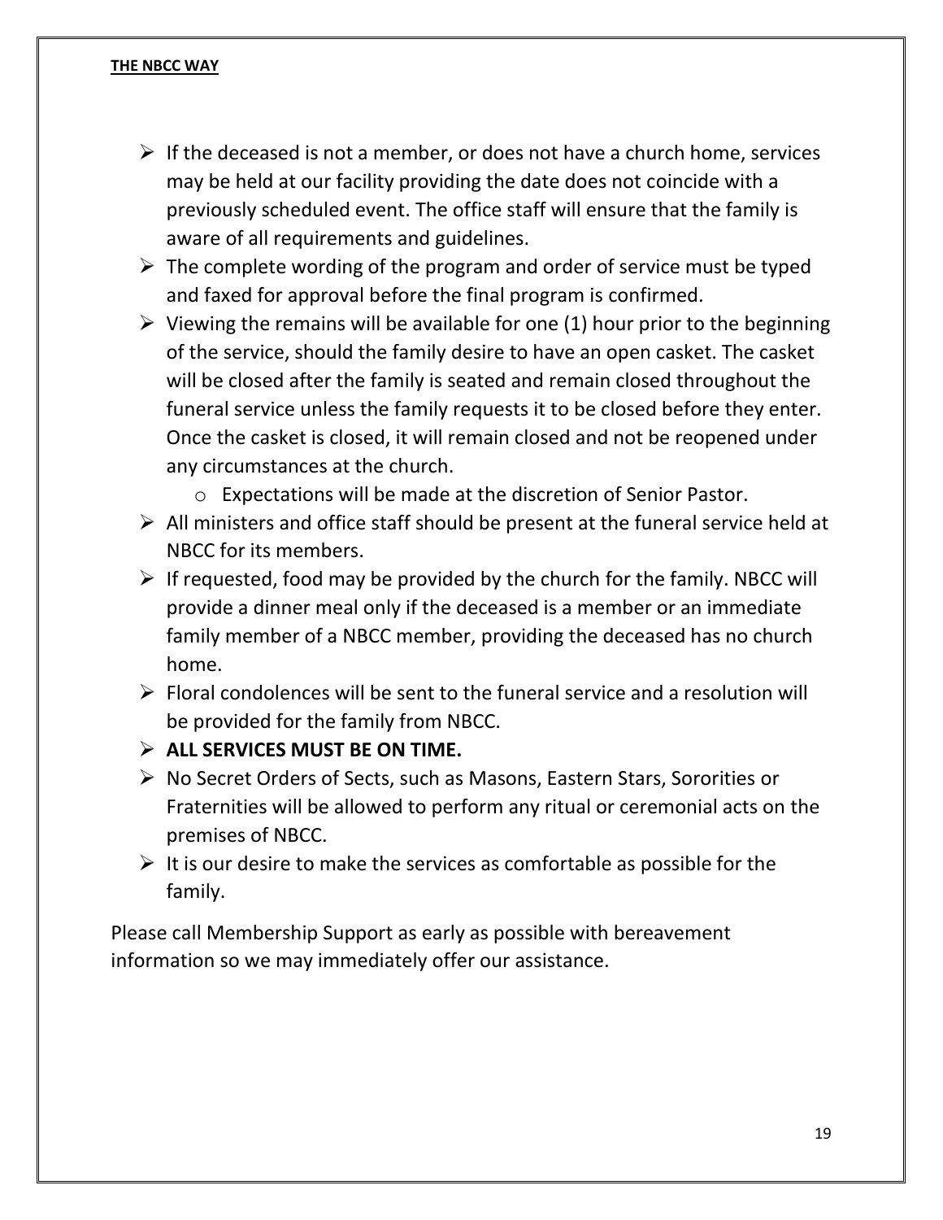- If the deceased is not a member, or does not have a church home, services may be held at our facility providing the date does not coincide with a previously scheduled event. The office staff will ensure that the family is aware of all requirements and guidelines.
- The complete wording of the program and order of service must be typed and faxed for approval before the final program is confirmed.
- Viewing the remains will be available for one (1) hour prior to the beginning of the service, should the family desire to have an open casket. The casket will be closed after the family is seated and remain closed throughout the funeral service unless the family requests it to be closed before they enter. Once the casket is closed, it will remain closed and not be reopened under any circumstances at the church.
    - Expectations will be made at the discretion of Senior Pastor.
- All ministers and office staff should be present at the funeral service held at NBCC for its members.
- If requested, food may be provided by the church for the family. NBCC will provide a dinner meal only if the deceased is a member or an immediate family member of a NBCC member, providing the deceased has no church home.
- Floral condolences will be sent to the funeral service and a resolution will be provided for the family from NBCC.
- **ALL SERVICES MUST BE ON TIME.**
- No Secret Orders of Sects, such as Masons, Eastern Stars, Sororities or Fraternities will be allowed to perform any ritual or ceremonial acts on the premises of NBCC.
- It is our desire to make the services as comfortable as possible for the family.

Please call Membership Support as early as possible with bereavement information so we may immediately offer our assistance.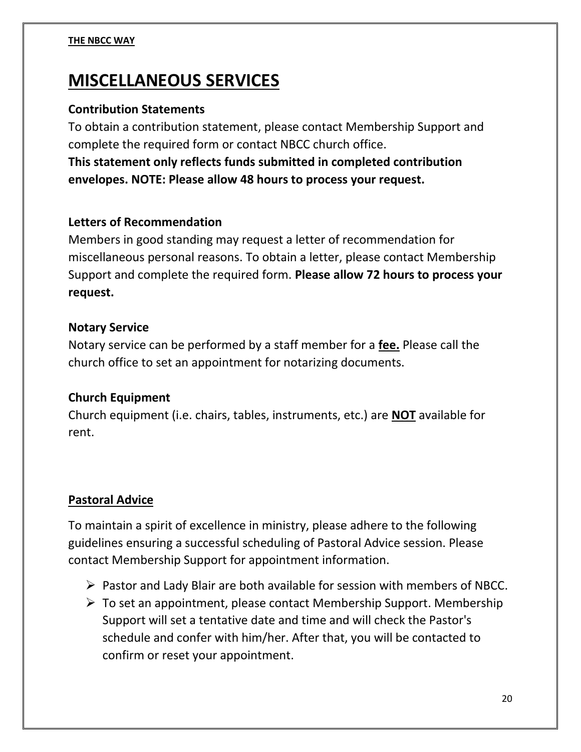# MISCELLANEOUS SERVICES

**Contribution Statements**

To obtain a contribution statement, please contact Membership Support and complete the required form or contact NBCC church office.

**This statement only reflects funds submitted in completed contribution envelopes. NOTE: Please allow 48 hours to process your request.**

**Letters of Recommendation**

Members in good standing may request a letter of recommendation for miscellaneous personal reasons. To obtain a letter, please contact Membership Support and complete the required form. **Please allow 72 hours to process your request.**

**Notary Service**

Notary service can be performed by a staff member for a **fee.** Please call the church office to set an appointment for notarizing documents.

**Church Equipment**

Church equipment (i.e. chairs, tables, instruments, etc.) are **NOT** available for rent.

**Pastoral Advice**

To maintain a spirit of excellence in ministry, please adhere to the following guidelines ensuring a successful scheduling of Pastoral Advice session. Please contact Membership Support for appointment information.

- Pastor and Lady Blair are both available for session with members of NBCC.
- To set an appointment, please contact Membership Support. Membership Support will set a tentative date and time and will check the Pastor's schedule and confer with him/her. After that, you will be contacted to confirm or reset your appointment.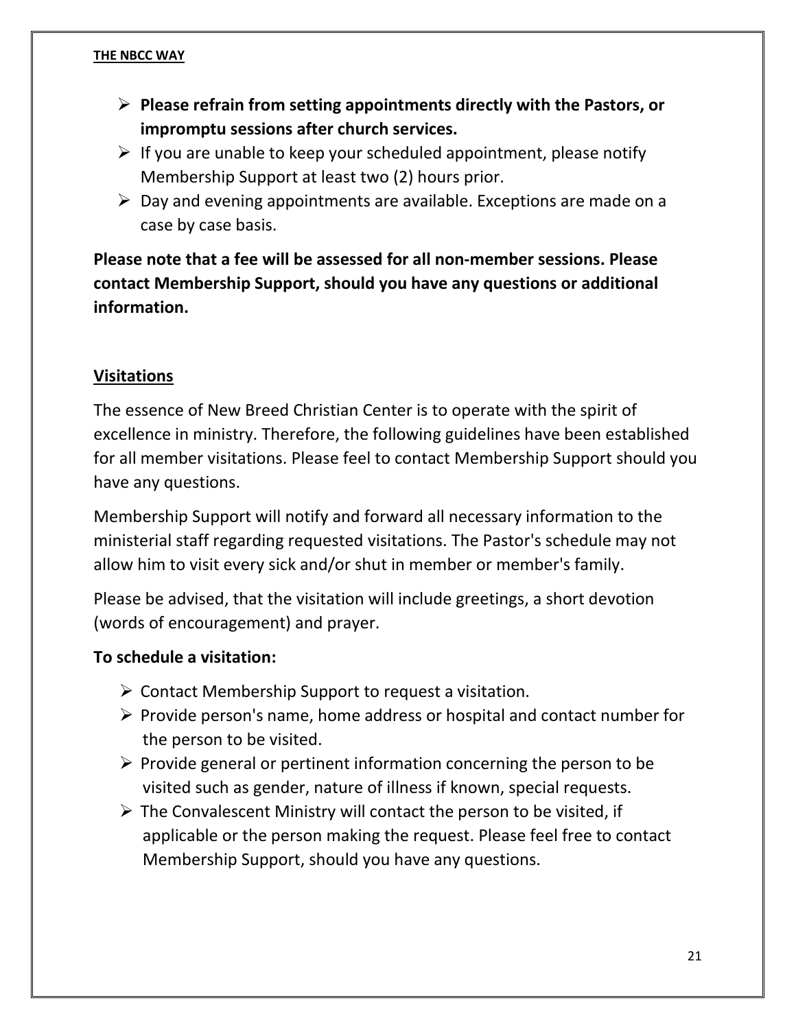- **Please refrain from setting appointments directly with the Pastors, or impromptu sessions after church services.**
- If you are unable to keep your scheduled appointment, please notify Membership Support at least two (2) hours prior.
- Day and evening appointments are available. Exceptions are made on a case by case basis.

**Please note that a fee will be assessed for all non-member sessions. Please contact Membership Support, should you have any questions or additional information.**

## Visitations

The essence of New Breed Christian Center is to operate with the spirit of excellence in ministry. Therefore, the following guidelines have been established for all member visitations. Please feel to contact Membership Support should you have any questions.

Membership Support will notify and forward all necessary information to the ministerial staff regarding requested visitations. The Pastor's schedule may not allow him to visit every sick and/or shut in member or member's family.

Please be advised, that the visitation will include greetings, a short devotion (words of encouragement) and prayer.

**To schedule a visitation:**

- Contact Membership Support to request a visitation.
- Provide person's name, home address or hospital and contact number for the person to be visited.
- Provide general or pertinent information concerning the person to be visited such as gender, nature of illness if known, special requests.
- The Convalescent Ministry will contact the person to be visited, if applicable or the person making the request. Please feel free to contact Membership Support, should you have any questions.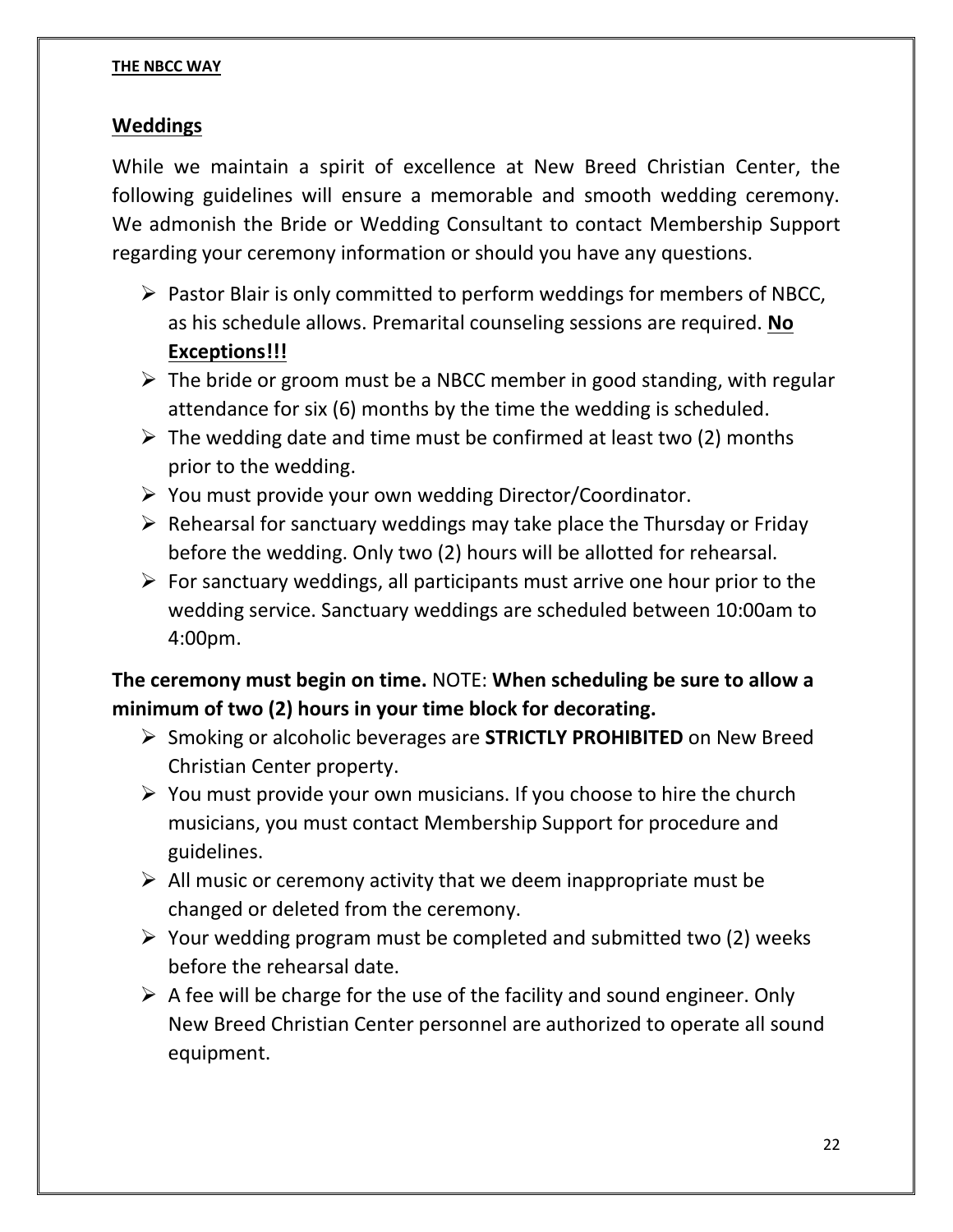## Weddings

While we maintain a spirit of excellence at New Breed Christian Center, the following guidelines will ensure a memorable and smooth wedding ceremony. We admonish the Bride or Wedding Consultant to contact Membership Support regarding your ceremony information or should you have any questions.

- Pastor Blair is only committed to perform weddings for members of NBCC, as his schedule allows. Premarital counseling sessions are required. **No Exceptions!!!**
- The bride or groom must be a NBCC member in good standing, with regular attendance for six (6) months by the time the wedding is scheduled.
- The wedding date and time must be confirmed at least two (2) months prior to the wedding.
- You must provide your own wedding Director/Coordinator.
- Rehearsal for sanctuary weddings may take place the Thursday or Friday before the wedding. Only two (2) hours will be allotted for rehearsal.
- For sanctuary weddings, all participants must arrive one hour prior to the wedding service. Sanctuary weddings are scheduled between 10:00am to 4:00pm.

**The ceremony must begin on time.** NOTE: **When scheduling be sure to allow a minimum of two (2) hours in your time block for decorating.**

- Smoking or alcoholic beverages are **STRICTLY PROHIBITED** on New Breed Christian Center property.
- You must provide your own musicians. If you choose to hire the church musicians, you must contact Membership Support for procedure and guidelines.
- All music or ceremony activity that we deem inappropriate must be changed or deleted from the ceremony.
- Your wedding program must be completed and submitted two (2) weeks before the rehearsal date.
- A fee will be charge for the use of the facility and sound engineer. Only New Breed Christian Center personnel are authorized to operate all sound equipment.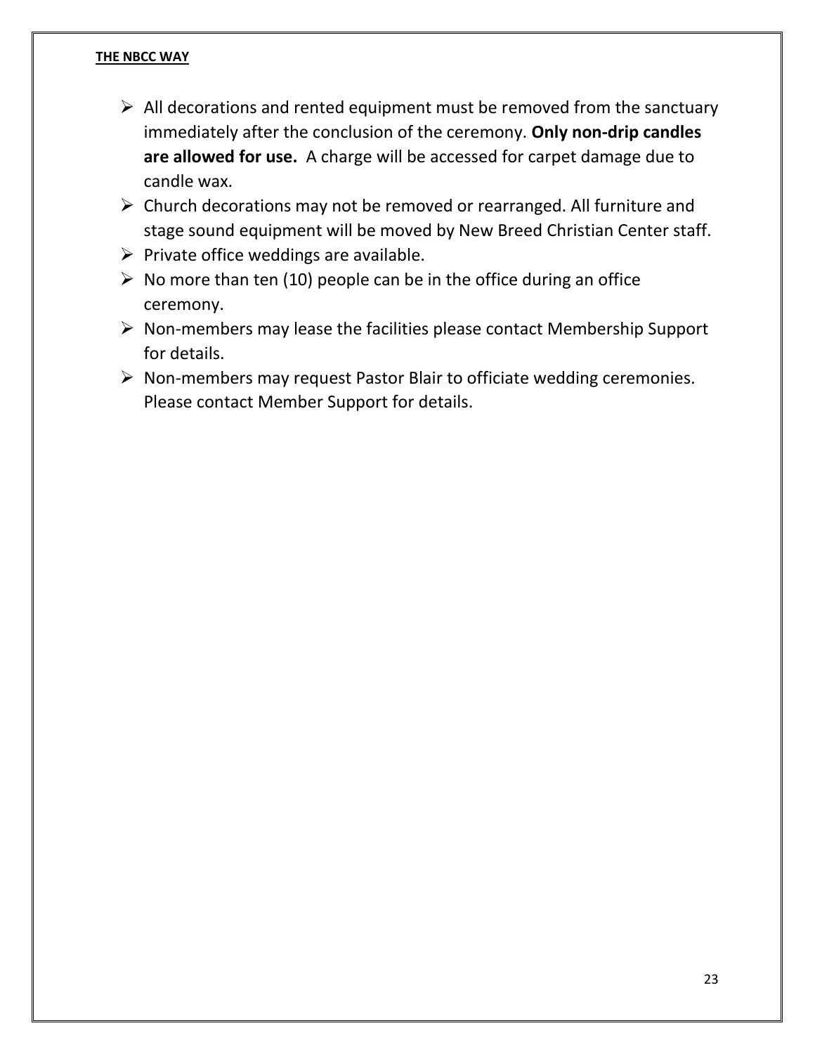- All decorations and rented equipment must be removed from the sanctuary immediately after the conclusion of the ceremony. **Only non-drip candles are allowed for use.** A charge will be accessed for carpet damage due to candle wax.
- Church decorations may not be removed or rearranged. All furniture and stage sound equipment will be moved by New Breed Christian Center staff.
- Private office weddings are available.
- No more than ten (10) people can be in the office during an office ceremony.
- Non-members may lease the facilities please contact Membership Support for details.
- Non-members may request Pastor Blair to officiate wedding ceremonies. Please contact Member Support for details.